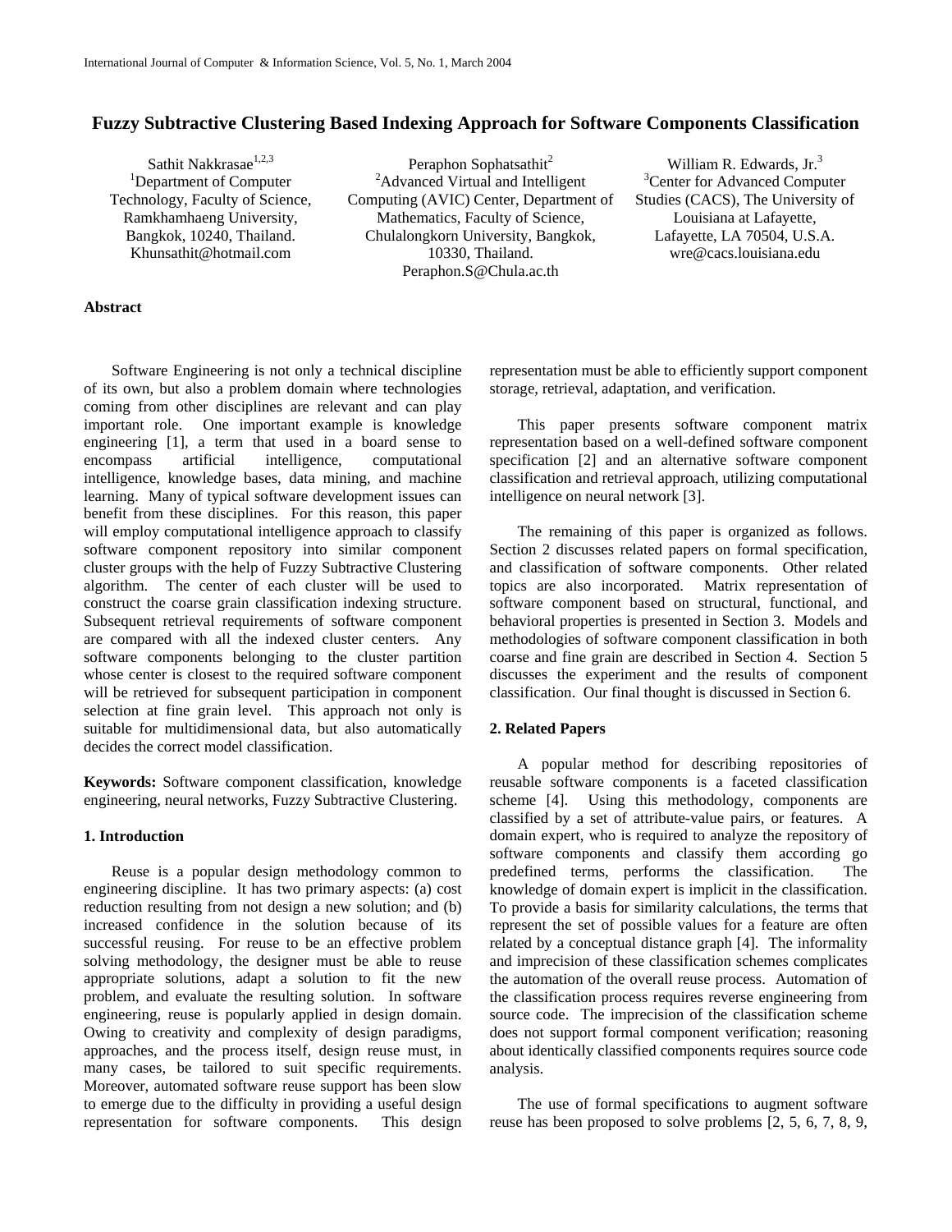# Fuzzy Subtractive Clustering Based Indexing Approach for Software Components Classification

Sathit Nakkrasae[1,2,3]
[1]Department of Computer Technology, Faculty of Science, Ramkhamhaeng University, Bangkok, 10240, Thailand.
Khunsathit@hotmail.com

Peraphon Sophatsathit[2]
[2]Advanced Virtual and Intelligent Computing (AVIC) Center, Department of Mathematics, Faculty of Science, Chulalongkorn University, Bangkok, 10330, Thailand.
Peraphon.S@Chula.ac.th

William R. Edwards, Jr.[3]
[3]Center for Advanced Computer Studies (CACS), The University of Louisiana at Lafayette, Lafayette, LA 70504, U.S.A.
wre@cacs.louisiana.edu

## Abstract

Software Engineering is not only a technical discipline of its own, but also a problem domain where technologies coming from other disciplines are relevant and can play important role. One important example is knowledge engineering [1], a term that used in a board sense to encompass artificial intelligence, computational intelligence, knowledge bases, data mining, and machine learning. Many of typical software development issues can benefit from these disciplines. For this reason, this paper will employ computational intelligence approach to classify software component repository into similar component cluster groups with the help of Fuzzy Subtractive Clustering algorithm. The center of each cluster will be used to construct the coarse grain classification indexing structure. Subsequent retrieval requirements of software component are compared with all the indexed cluster centers. Any software components belonging to the cluster partition whose center is closest to the required software component will be retrieved for subsequent participation in component selection at fine grain level. This approach not only is suitable for multidimensional data, but also automatically decides the correct model classification.

**Keywords:** Software component classification, knowledge engineering, neural networks, Fuzzy Subtractive Clustering.

## 1. Introduction

Reuse is a popular design methodology common to engineering discipline. It has two primary aspects: (a) cost reduction resulting from not design a new solution; and (b) increased confidence in the solution because of its successful reusing. For reuse to be an effective problem solving methodology, the designer must be able to reuse appropriate solutions, adapt a solution to fit the new problem, and evaluate the resulting solution. In software engineering, reuse is popularly applied in design domain. Owing to creativity and complexity of design paradigms, approaches, and the process itself, design reuse must, in many cases, be tailored to suit specific requirements. Moreover, automated software reuse support has been slow to emerge due to the difficulty in providing a useful design representation for software components. This design representation must be able to efficiently support component storage, retrieval, adaptation, and verification.

This paper presents software component matrix representation based on a well-defined software component specification [2] and an alternative software component classification and retrieval approach, utilizing computational intelligence on neural network [3].

The remaining of this paper is organized as follows. Section 2 discusses related papers on formal specification, and classification of software components. Other related topics are also incorporated. Matrix representation of software component based on structural, functional, and behavioral properties is presented in Section 3. Models and methodologies of software component classification in both coarse and fine grain are described in Section 4. Section 5 discusses the experiment and the results of component classification. Our final thought is discussed in Section 6.

## 2. Related Papers

A popular method for describing repositories of reusable software components is a faceted classification scheme [4]. Using this methodology, components are classified by a set of attribute-value pairs, or features. A domain expert, who is required to analyze the repository of software components and classify them according go predefined terms, performs the classification. The knowledge of domain expert is implicit in the classification. To provide a basis for similarity calculations, the terms that represent the set of possible values for a feature are often related by a conceptual distance graph [4]. The informality and imprecision of these classification schemes complicates the automation of the overall reuse process. Automation of the classification process requires reverse engineering from source code. The imprecision of the classification scheme does not support formal component verification; reasoning about identically classified components requires source code analysis.

The use of formal specifications to augment software reuse has been proposed to solve problems [2, 5, 6, 7, 8, 9,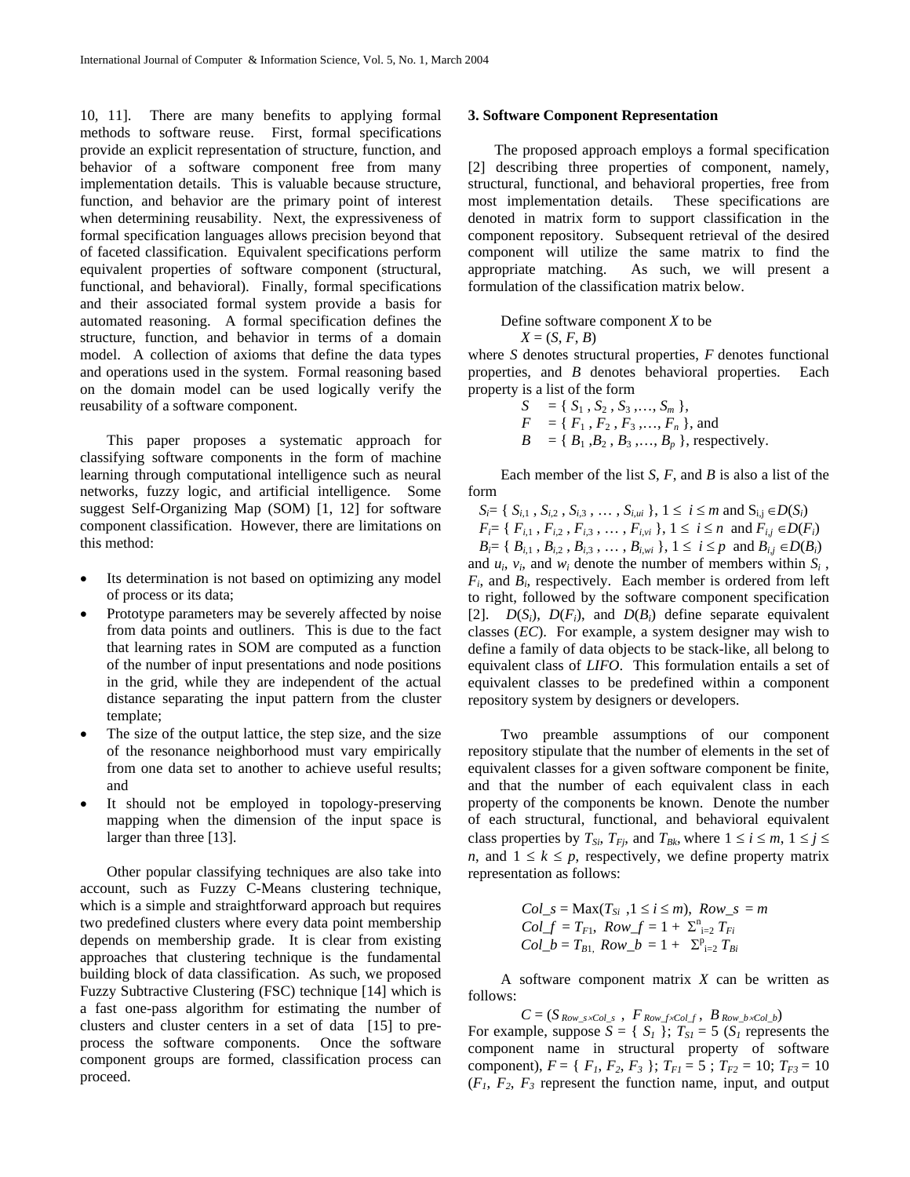10, 11]. There are many benefits to applying formal methods to software reuse. First, formal specifications provide an explicit representation of structure, function, and behavior of a software component free from many implementation details. This is valuable because structure, function, and behavior are the primary point of interest when determining reusability. Next, the expressiveness of formal specification languages allows precision beyond that of faceted classification. Equivalent specifications perform equivalent properties of software component (structural, functional, and behavioral). Finally, formal specifications and their associated formal system provide a basis for automated reasoning. A formal specification defines the structure, function, and behavior in terms of a domain model. A collection of axioms that define the data types and operations used in the system. Formal reasoning based on the domain model can be used logically verify the reusability of a software component.

This paper proposes a systematic approach for classifying software components in the form of machine learning through computational intelligence such as neural networks, fuzzy logic, and artificial intelligence. Some suggest Self-Organizing Map (SOM) [1, 12] for software component classification. However, there are limitations on this method:

- Its determination is not based on optimizing any model of process or its data;
- Prototype parameters may be severely affected by noise from data points and outliners. This is due to the fact that learning rates in SOM are computed as a function of the number of input presentations and node positions in the grid, while they are independent of the actual distance separating the input pattern from the cluster template;
- The size of the output lattice, the step size, and the size of the resonance neighborhood must vary empirically from one data set to another to achieve useful results; and
- It should not be employed in topology-preserving mapping when the dimension of the input space is larger than three [13].

Other popular classifying techniques are also take into account, such as Fuzzy C-Means clustering technique, which is a simple and straightforward approach but requires two predefined clusters where every data point membership depends on membership grade. It is clear from existing approaches that clustering technique is the fundamental building block of data classification. As such, we proposed Fuzzy Subtractive Clustering (FSC) technique [14] which is a fast one-pass algorithm for estimating the number of clusters and cluster centers in a set of data [15] to pre-process the software components. Once the software component groups are formed, classification process can proceed.

## 3. Software Component Representation

The proposed approach employs a formal specification [2] describing three properties of component, namely, structural, functional, and behavioral properties, free from most implementation details. These specifications are denoted in matrix form to support classification in the component repository. Subsequent retrieval of the desired component will utilize the same matrix to find the appropriate matching. As such, we will present a formulation of the classification matrix below.

Define software component $X$ to be

$$X = (S, F, B)$$

where $S$ denotes structural properties, $F$ denotes functional properties, and $B$ denotes behavioral properties. Each property is a list of the form

$$S = \{ S_1, S_2, S_3, \ldots, S_m \},$$
$$F = \{ F_1, F_2, F_3, \ldots, F_n \}, \text{ and}$$
$$B = \{ B_1, B_2, B_3, \ldots, B_p \}, \text{ respectively.}$$

Each member of the list $S$, $F$, and $B$ is also a list of the form

$$S_i = \{ S_{i,1}, S_{i,2}, S_{i,3}, \ldots, S_{i,ui} \},\ 1 \leq i \leq m \text{ and } S_{i,j} \in D(S_i)$$
$$F_i = \{ F_{i,1}, F_{i,2}, F_{i,3}, \ldots, F_{i,vi} \},\ 1 \leq i \leq n \text{ and } F_{i,j} \in D(F_i)$$
$$B_i = \{ B_{i,1}, B_{i,2}, B_{i,3}, \ldots, B_{i,wi} \},\ 1 \leq i \leq p \text{ and } B_{i,j} \in D(B_i)$$

and $u_i$, $v_i$, and $w_i$ denote the number of members within $S_i$, $F_i$, and $B_i$, respectively. Each member is ordered from left to right, followed by the software component specification [2]. $D(S_i)$, $D(F_i)$, and $D(B_i)$ define separate equivalent classes (*EC*). For example, a system designer may wish to define a family of data objects to be stack-like, all belong to equivalent class of *LIFO*. This formulation entails a set of equivalent classes to be predefined within a component repository system by designers or developers.

Two preamble assumptions of our component repository stipulate that the number of elements in the set of equivalent classes for a given software component be finite, and that the number of each equivalent class in each property of the components be known. Denote the number of each structural, functional, and behavioral equivalent class properties by $T_{Si}$, $T_{Fj}$, and $T_{Bk}$, where $1 \leq i \leq m$, $1 \leq j \leq n$, and $1 \leq k \leq p$, respectively, we define property matrix representation as follows:

$$Col\_s = \text{Max}(T_{Si}, 1 \leq i \leq m),\ Row\_s = m$$
$$Col\_f = T_{F1},\ Row\_f = 1 + \Sigma^{n}_{i=2} T_{Fi}$$
$$Col\_b = T_{B1},\ Row\_b = 1 + \Sigma^{p}_{i=2} T_{Bi}$$

A software component matrix $X$ can be written as follows:

$$C = (S_{Row\_s \times Col\_s},\ F_{Row\_f \times Col\_f},\ B_{Row\_b \times Col\_b})$$

For example, suppose $S = \{ S_1 \}$; $T_{S1} = 5$ ($S_1$ represents the component name in structural property of software component), $F = \{ F_1, F_2, F_3 \}$; $T_{F1} = 5$ ; $T_{F2} = 10$; $T_{F3} = 10$ ($F_1$, $F_2$, $F_3$ represent the function name, input, and output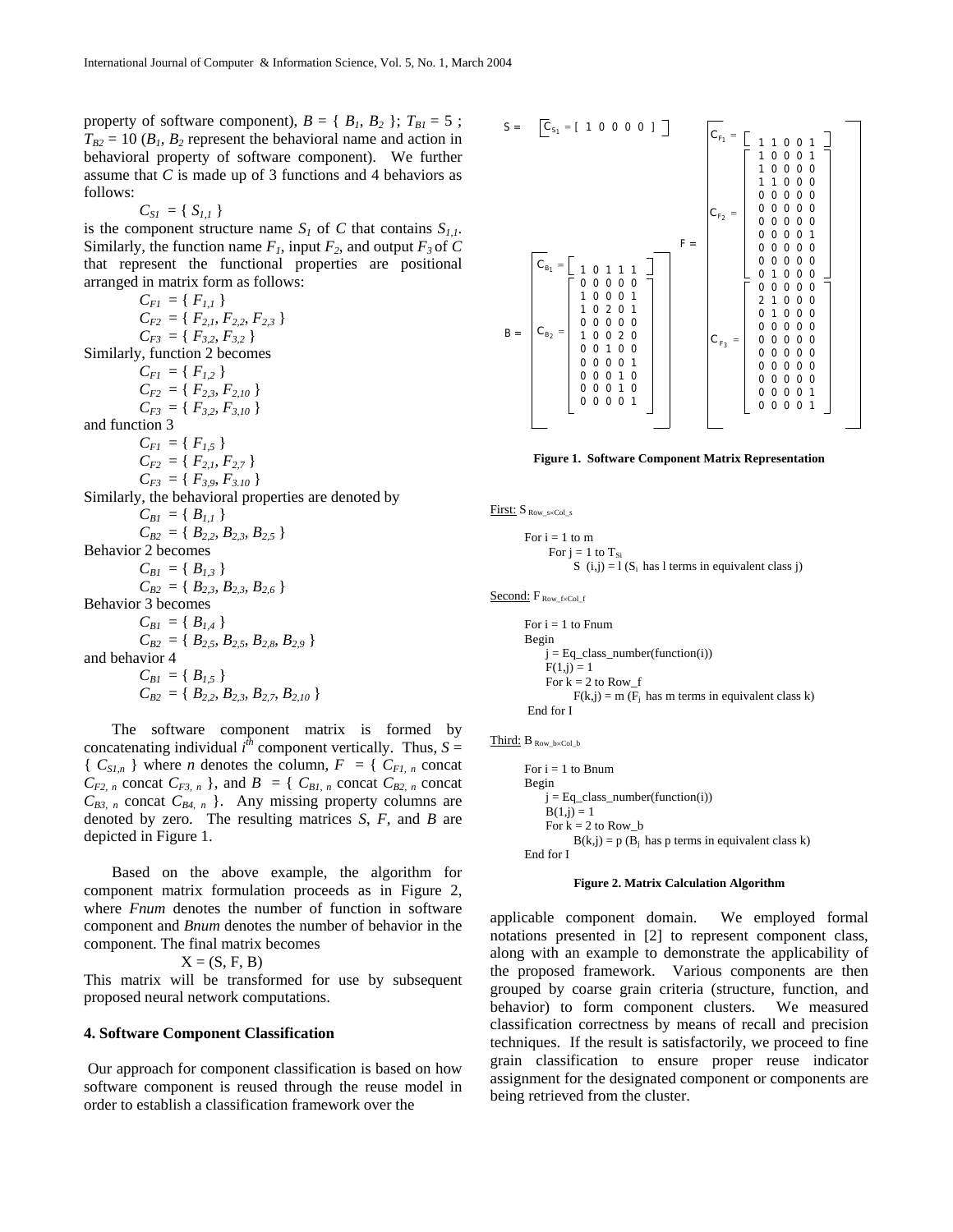property of software component), $B$ = { $B_1$, $B_2$ }; $T_{B1} = 5$ ; $T_{B2} = 10$ ($B_1$, $B_2$ represent the behavioral name and action in behavioral property of software component). We further assume that $C$ is made up of 3 functions and 4 behaviors as follows:

$C_{S1}$ = { $S_{1,1}$ }

is the component structure name $S_1$ of $C$ that contains $S_{1,1}$. Similarly, the function name $F_1$, input $F_2$, and output $F_3$ of $C$ that represent the functional properties are positional arranged in matrix form as follows:

$C_{F1}$ = { $F_{1,1}$ }
$C_{F2}$ = { $F_{2,1}$, $F_{2,3}$ }
$C_{F3}$ = { $F_{3,2}$, $F_{3,2}$ }

Similarly, function 2 becomes

$C_{F1}$ = { $F_{1,2}$ }
$C_{F2}$ = { $F_{2,3}$, $F_{2,10}$ }
$C_{F3}$ = { $F_{3,2}$, $F_{3,10}$ }

and function 3

$C_{F1}$ = { $F_{1,5}$ }
$C_{F2}$ = { $F_{2,1}$, $F_{2,7}$ }
$C_{F3}$ = { $F_{3,9}$, $F_{3.10}$ }

Similarly, the behavioral properties are denoted by

$C_{B1}$ = { $B_{1,1}$ }
$C_{B2}$ = { $B_{2,2}$, $B_{2,3}$, $B_{2,5}$ }

Behavior 2 becomes

$C_{B1}$ = { $B_{1,3}$ }
$C_{B2}$ = { $B_{2,3}$, $B_{2,3}$, $B_{2,6}$ }

Behavior 3 becomes

$C_{B1}$ = { $B_{1,4}$ }
$C_{B2}$ = { $B_{2,5}$, $B_{2,5}$, $B_{2,8}$, $B_{2,9}$ }

and behavior 4

$C_{B1}$ = { $B_{1,5}$ }
$C_{B2}$ = { $B_{2,2}$, $B_{2,3}$, $B_{2,7}$, $B_{2,10}$ }

The software component matrix is formed by concatenating individual $i^{th}$ component vertically. Thus, $S$ = { $C_{S1,n}$ } where $n$ denotes the column, $F$ = { $C_{F1,\,n}$ concat $C_{F2,\,n}$ concat $C_{F3,\,n}$ }, and $B$ = { $C_{B1,\,n}$ concat $C_{B2,\,n}$ concat $C_{B3,\,n}$ concat $C_{B4,\,n}$ }. Any missing property columns are denoted by zero. The resulting matrices $S$, $F$, and $B$ are depicted in Figure 1.

$$S = \left[\; C_{S_1} = [\,1\;0\;0\;0\;0\,] \;\right]$$

$$F = \begin{bmatrix} C_{F_1} = \begin{bmatrix} 1 & 1 & 0 & 0 & 1 \end{bmatrix} \\ C_{F_2} = \begin{bmatrix} 1&0&0&0&1\\1&0&0&0&0\\1&1&0&0&0\\0&0&0&0&0\\0&0&0&0&0\\0&0&0&0&0\\0&0&0&0&1\\0&0&0&0&0\\0&0&0&0&0\\0&1&0&0&0 \end{bmatrix} \\ C_{F_3} = \begin{bmatrix} 0&0&0&0&0\\2&1&0&0&0\\0&1&0&0&0\\0&0&0&0&0\\0&0&0&0&0\\0&0&0&0&0\\0&0&0&0&0\\0&0&0&0&0\\0&0&0&0&1\\0&0&0&0&1 \end{bmatrix} \end{bmatrix}$$

$$B = \begin{bmatrix} C_{B_1} = \begin{bmatrix} 1 & 0 & 1 & 1 & 1 \end{bmatrix} \\ C_{B_2} = \begin{bmatrix} 0&0&0&0&0\\1&0&0&0&1\\1&0&2&0&1\\0&0&0&0&0\\1&0&0&2&0\\0&0&1&0&0\\0&0&0&0&1\\0&0&0&1&0\\0&0&0&1&0\\0&0&0&0&1 \end{bmatrix} \end{bmatrix}$$

**Figure 1. Software Component Matrix Representation**

First: $S_{Row\_s \times Col\_s}$

```
For i = 1 to m
    For j = 1 to T_Si
        S (i,j) = l (S_i has l terms in equivalent class j)
```

Second: $F_{Row\_f \times Col\_f}$

```
For i = 1 to Fnum
Begin
    j = Eq_class_number(function(i))
    F(1,j) = 1
    For k = 2 to Row_f
        F(k,j) = m (F_j has m terms in equivalent class k)
End for I
```

Third: $B_{Row\_b \times Col\_b}$

```
For i = 1 to Bnum
Begin
    j = Eq_class_number(function(i))
    B(1,j) = 1
    For k = 2 to Row_b
        B(k,j) = p (B_j has p terms in equivalent class k)
End for I
```

**Figure 2. Matrix Calculation Algorithm**

Based on the above example, the algorithm for component matrix formulation proceeds as in Figure 2, where *Fnum* denotes the number of function in software component and *Bnum* denotes the number of behavior in the component. The final matrix becomes

$$X = (S, F, B)$$

This matrix will be transformed for use by subsequent proposed neural network computations.

## 4. Software Component Classification

Our approach for component classification is based on how software component is reused through the reuse model in order to establish a classification framework over the applicable component domain. We employed formal notations presented in [2] to represent component class, along with an example to demonstrate the applicability of the proposed framework. Various components are then grouped by coarse grain criteria (structure, function, and behavior) to form component clusters. We measured classification correctness by means of recall and precision techniques. If the result is satisfactorily, we proceed to fine grain classification to ensure proper reuse indicator assignment for the designated component or components are being retrieved from the cluster.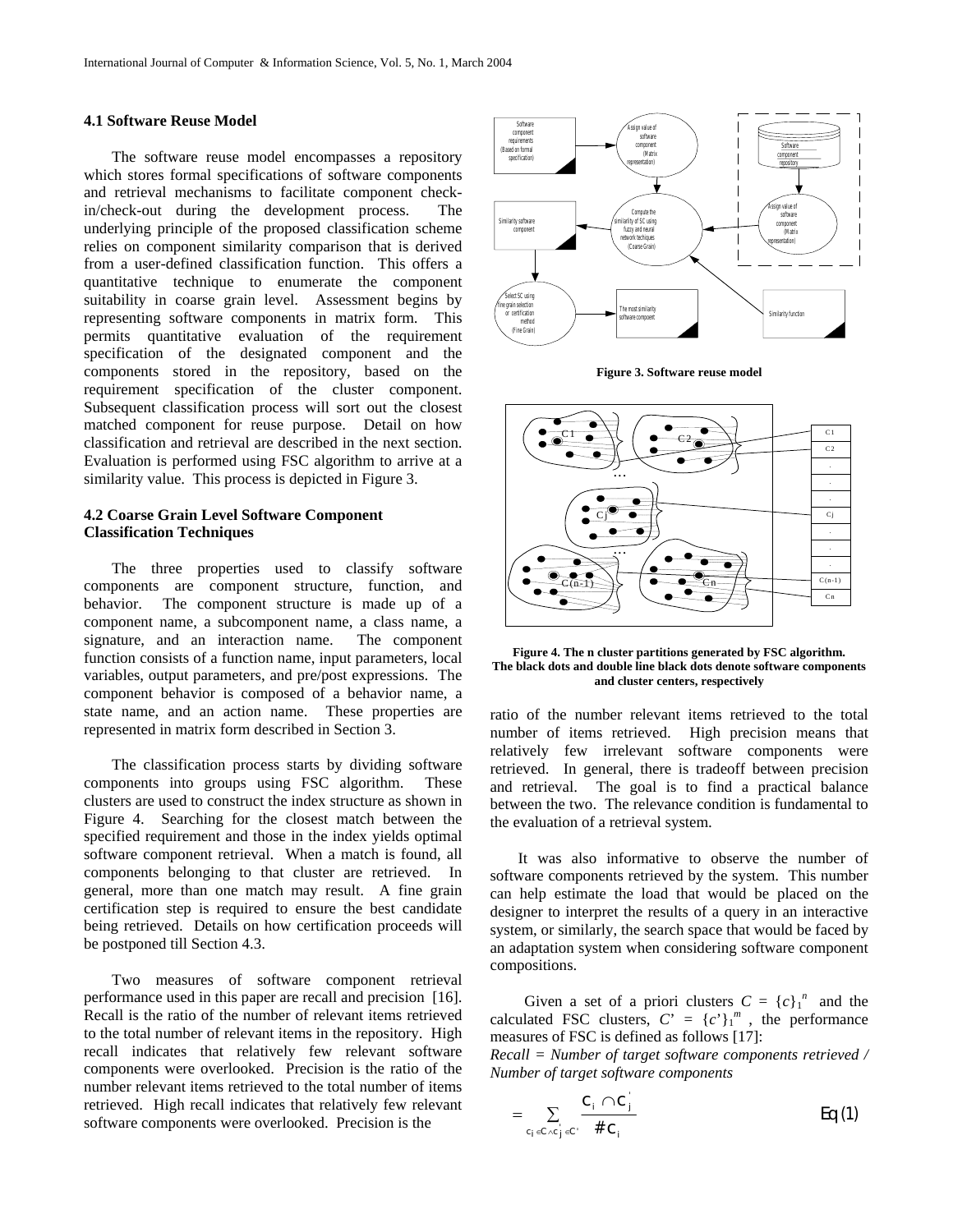### 4.1 Software Reuse Model

The software reuse model encompasses a repository which stores formal specifications of software components and retrieval mechanisms to facilitate component check-in/check-out during the development process. The underlying principle of the proposed classification scheme relies on component similarity comparison that is derived from a user-defined classification function. This offers a quantitative technique to enumerate the component suitability in coarse grain level. Assessment begins by representing software components in matrix form. This permits quantitative evaluation of the requirement specification of the designated component and the components stored in the repository, based on the requirement specification of the cluster component. Subsequent classification process will sort out the closest matched component for reuse purpose. Detail on how classification and retrieval are described in the next section. Evaluation is performed using FSC algorithm to arrive at a similarity value. This process is depicted in Figure 3.

### 4.2 Coarse Grain Level Software Component Classification Techniques

The three properties used to classify software components are component structure, function, and behavior. The component structure is made up of a component name, a subcomponent name, a class name, a signature, and an interaction name. The component function consists of a function name, input parameters, local variables, output parameters, and pre/post expressions. The component behavior is composed of a behavior name, a state name, and an action name. These properties are represented in matrix form described in Section 3.

The classification process starts by dividing software components into groups using FSC algorithm. These clusters are used to construct the index structure as shown in Figure 4. Searching for the closest match between the specified requirement and those in the index yields optimal software component retrieval. When a match is found, all components belonging to that cluster are retrieved. In general, more than one match may result. A fine grain certification step is required to ensure the best candidate being retrieved. Details on how certification proceeds will be postponed till Section 4.3.

Two measures of software component retrieval performance used in this paper are recall and precision [16]. Recall is the ratio of the number of relevant items retrieved to the total number of relevant items in the repository. High recall indicates that relatively few relevant software components were overlooked. Precision is the ratio of the number relevant items retrieved to the total number of items retrieved. High recall indicates that relatively few relevant software components were overlooked. Precision is the ratio of the number relevant items retrieved to the total number of items retrieved. High precision means that relatively few irrelevant software components were retrieved. In general, there is tradeoff between precision and retrieval. The goal is to find a practical balance between the two. The relevance condition is fundamental to the evaluation of a retrieval system.

**Figure 3. Software reuse model**

**Figure 4. The n cluster partitions generated by FSC algorithm. The black dots and double line black dots denote software components and cluster centers, respectively**

It was also informative to observe the number of software components retrieved by the system. This number can help estimate the load that would be placed on the designer to interpret the results of a query in an interactive system, or similarly, the search space that would be faced by an adaptation system when considering software component compositions.

Given a set of a priori clusters $C = \{c\}_1^{\,n}$ and the calculated FSC clusters, $C' = \{c'\}_1^{\,m}$ , the performance measures of FSC is defined as follows [17]:

*Recall = Number of target software components retrieved / Number of target software components*

$$= \sum_{c_i \in C \wedge c_j^{'} \in C'} \frac{c_i \cap c_j^{'}}{\# c_i} \qquad \text{Eq (1)}$$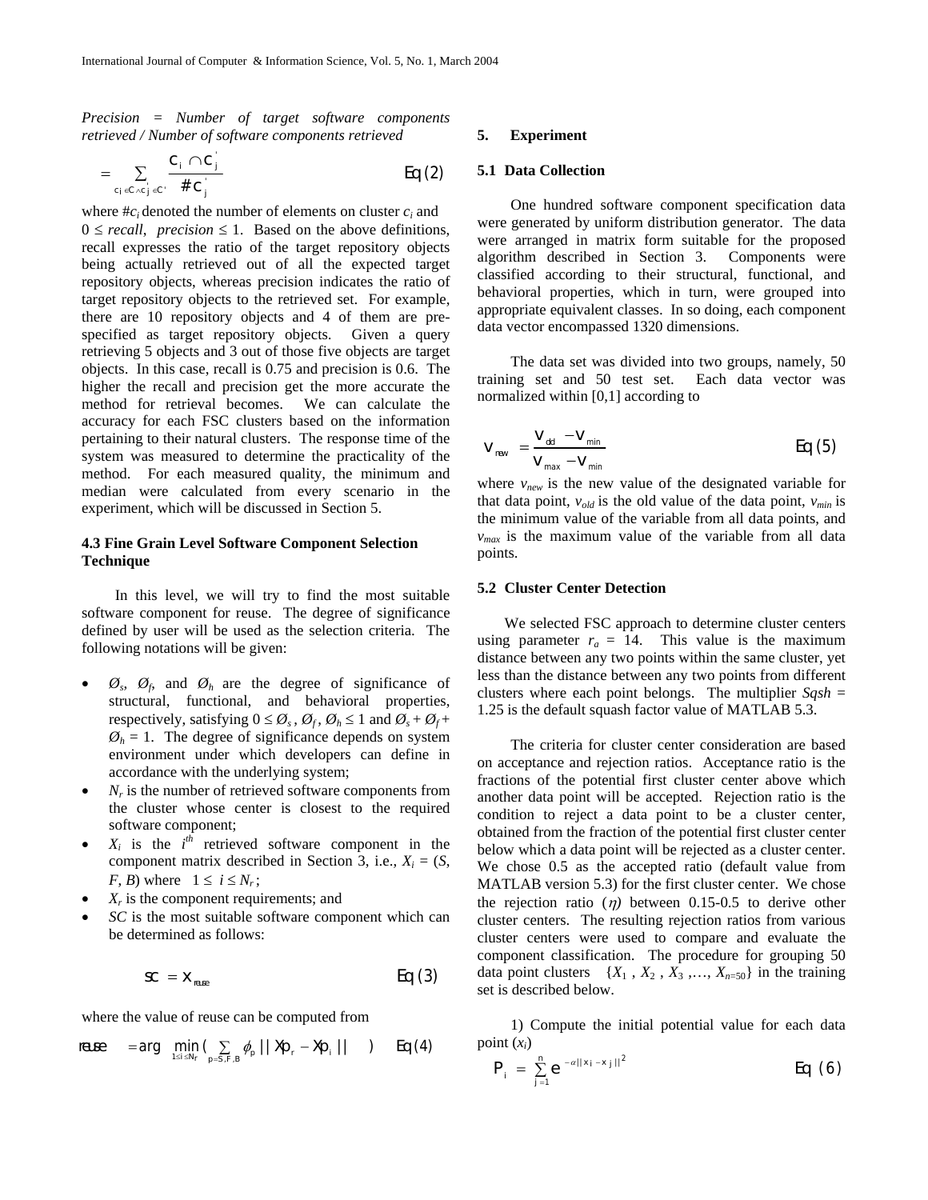*Precision = Number of target software components retrieved / Number of software components retrieved*

$$= \sum_{c_i \in C \wedge c_j^{'} \in C^{'}} \frac{c_i \cap c_j^{'}}{\# c_j^{'}} \qquad Eq\ (2)$$

where $\#c_i$ denoted the number of elements on cluster $c_i$ and $0 \leq recall,\ precision \leq 1$. Based on the above definitions, recall expresses the ratio of the target repository objects being actually retrieved out of all the expected target repository objects, whereas precision indicates the ratio of target repository objects to the retrieved set. For example, there are 10 repository objects and 4 of them are pre-specified as target repository objects. Given a query retrieving 5 objects and 3 out of those five objects are target objects. In this case, recall is 0.75 and precision is 0.6. The higher the recall and precision get the more accurate the method for retrieval becomes. We can calculate the accuracy for each FSC clusters based on the information pertaining to their natural clusters. The response time of the system was measured to determine the practicality of the method. For each measured quality, the minimum and median were calculated from every scenario in the experiment, which will be discussed in Section 5.

### 4.3 Fine Grain Level Software Component Selection Technique

In this level, we will try to find the most suitable software component for reuse. The degree of significance defined by user will be used as the selection criteria. The following notations will be given:

- $Ø_s$, $Ø_f$, and $Ø_h$ are the degree of significance of structural, functional, and behavioral properties, respectively, satisfying $0 \leq Ø_s, Ø_f, Ø_h \leq 1$ and $Ø_s + Ø_f + Ø_h = 1$. The degree of significance depends on system environment under which developers can define in accordance with the underlying system;
- $N_r$ is the number of retrieved software components from the cluster whose center is closest to the required software component;
- $X_i$ is the $i^{th}$ retrieved software component in the component matrix described in Section 3, i.e., $X_i = (S, F, B)$ where $1 \leq i \leq N_r$;
- $X_r$ is the component requirements; and
- $SC$ is the most suitable software component which can be determined as follows:

$$SC = X_{reuse} \qquad Eq\ (3)$$

where the value of reuse can be computed from

$$reuse = \arg \min_{1 \leq i \leq N_r} \left( \sum_{p=S,F,B} \phi_p \, || Xp_r - Xp_i || \right) \qquad Eq\ (4)$$

## 5. Experiment

### 5.1 Data Collection

One hundred software component specification data were generated by uniform distribution generator. The data were arranged in matrix form suitable for the proposed algorithm described in Section 3. Components were classified according to their structural, functional, and behavioral properties, which in turn, were grouped into appropriate equivalent classes. In so doing, each component data vector encompassed 1320 dimensions.

The data set was divided into two groups, namely, 50 training set and 50 test set. Each data vector was normalized within [0,1] according to

$$v_{new} = \frac{v_{old} - v_{min}}{v_{max} - v_{min}} \qquad Eq\ (5)$$

where $v_{new}$ is the new value of the designated variable for that data point, $v_{old}$ is the old value of the data point, $v_{min}$ is the minimum value of the variable from all data points, and $v_{max}$ is the maximum value of the variable from all data points.

### 5.2 Cluster Center Detection

We selected FSC approach to determine cluster centers using parameter $r_a = 14$. This value is the maximum distance between any two points within the same cluster, yet less than the distance between any two points from different clusters where each point belongs. The multiplier $Sqsh = 1.25$ is the default squash factor value of MATLAB 5.3.

The criteria for cluster center consideration are based on acceptance and rejection ratios. Acceptance ratio is the fractions of the potential first cluster center above which another data point will be accepted. Rejection ratio is the condition to reject a data point to be a cluster center, obtained from the fraction of the potential first cluster center below which a data point will be rejected as a cluster center. We chose 0.5 as the accepted ratio (default value from MATLAB version 5.3) for the first cluster center. We chose the rejection ratio ($\eta$) between 0.15-0.5 to derive other cluster centers. The resulting rejection ratios from various cluster centers were used to compare and evaluate the component classification. The procedure for grouping 50 data point clusters $\{X_1, X_2, X_3, \ldots, X_{n=50}\}$ in the training set is described below.

1) Compute the initial potential value for each data point ($x_i$)

$$P_i = \sum_{j=1}^{n} e^{-\alpha || x_i - x_j ||^2} \qquad Eq\ (6)$$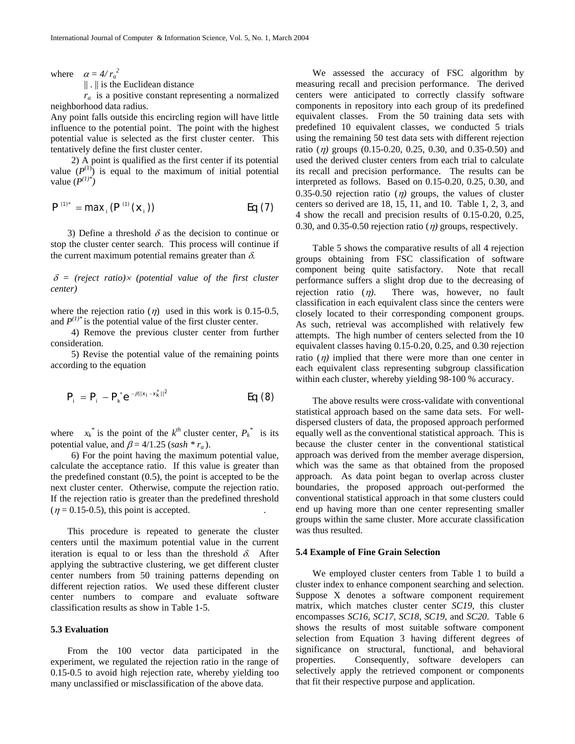where $\alpha = 4/ r_a^2$

$\| . \|$ is the Euclidean distance

$r_a$ is a positive constant representing a normalized neighborhood data radius.

Any point falls outside this encircling region will have little influence to the potential point. The point with the highest potential value is selected as the first cluster center. This tentatively define the first cluster center.

2) A point is qualified as the first center if its potential value ($P^{(1)}$) is equal to the maximum of initial potential value ($P^{(1)*}$)

$$P^{(1)*} = \max_i (P^{(1)}(x_i)) \qquad \text{Eq (7)}$$

3) Define a threshold $\delta$ as the decision to continue or stop the cluster center search. This process will continue if the current maximum potential remains greater than $\delta$.

*$\delta$ = (reject ratio)$\times$ (potential value of the first cluster center)*

where the rejection ratio ($\eta$) used in this work is 0.15-0.5, and $P^{(1)*}$ is the potential value of the first cluster center.

4) Remove the previous cluster center from further consideration.

5) Revise the potential value of the remaining points according to the equation

$$P_i = P_i - P_k^* e^{-\beta \| x_i - x_k^* \|^2} \qquad \text{Eq (8)}$$

where $x_k^*$ is the point of the $k^{th}$ cluster center, $P_k^*$ is its potential value, and $\beta = 4/1.25$ (*sash* * $r_a$).

6) For the point having the maximum potential value, calculate the acceptance ratio. If this value is greater than the predefined constant (0.5), the point is accepted to be the next cluster center. Otherwise, compute the rejection ratio. If the rejection ratio is greater than the predefined threshold ($\eta$ = 0.15-0.5), this point is accepted.

This procedure is repeated to generate the cluster centers until the maximum potential value in the current iteration is equal to or less than the threshold $\delta$. After applying the subtractive clustering, we get different cluster center numbers from 50 training patterns depending on different rejection ratios. We used these different cluster center numbers to compare and evaluate software classification results as show in Table 1-5.

### 5.3 Evaluation

From the 100 vector data participated in the experiment, we regulated the rejection ratio in the range of 0.15-0.5 to avoid high rejection rate, whereby yielding too many unclassified or misclassification of the above data.

We assessed the accuracy of FSC algorithm by measuring recall and precision performance. The derived centers were anticipated to correctly classify software components in repository into each group of its predefined equivalent classes. From the 50 training data sets with predefined 10 equivalent classes, we conducted 5 trials using the remaining 50 test data sets with different rejection ratio ($\eta$) groups (0.15-0.20, 0.25, 0.30, and 0.35-0.50) and used the derived cluster centers from each trial to calculate its recall and precision performance. The results can be interpreted as follows. Based on 0.15-0.20, 0.25, 0.30, and 0.35-0.50 rejection ratio ($\eta$) groups, the values of cluster centers so derived are 18, 15, 11, and 10. Table 1, 2, 3, and 4 show the recall and precision results of 0.15-0.20, 0.25, 0.30, and 0.35-0.50 rejection ratio ($\eta$) groups, respectively.

Table 5 shows the comparative results of all 4 rejection groups obtaining from FSC classification of software component being quite satisfactory. Note that recall performance suffers a slight drop due to the decreasing of rejection ratio ($\eta$). There was, however, no fault classification in each equivalent class since the centers were closely located to their corresponding component groups. As such, retrieval was accomplished with relatively few attempts. The high number of centers selected from the 10 equivalent classes having 0.15-0.20, 0.25, and 0.30 rejection ratio ($\eta$) implied that there were more than one center in each equivalent class representing subgroup classification within each cluster, whereby yielding 98-100 % accuracy.

The above results were cross-validate with conventional statistical approach based on the same data sets. For well-dispersed clusters of data, the proposed approach performed equally well as the conventional statistical approach. This is because the cluster center in the conventional statistical approach was derived from the member average dispersion, which was the same as that obtained from the proposed approach. As data point began to overlap across cluster boundaries, the proposed approach out-performed the conventional statistical approach in that some clusters could end up having more than one center representing smaller groups within the same cluster. More accurate classification was thus resulted.

### 5.4 Example of Fine Grain Selection

We employed cluster centers from Table 1 to build a cluster index to enhance component searching and selection. Suppose X denotes a software component requirement matrix, which matches cluster center *SC19*, this cluster encompasses *SC16*, *SC17*, *SC18*, *SC19*, and *SC20*. Table 6 shows the results of most suitable software component selection from Equation 3 having different degrees of significance on structural, functional, and behavioral properties. Consequently, software developers can selectively apply the retrieved component or components that fit their respective purpose and application.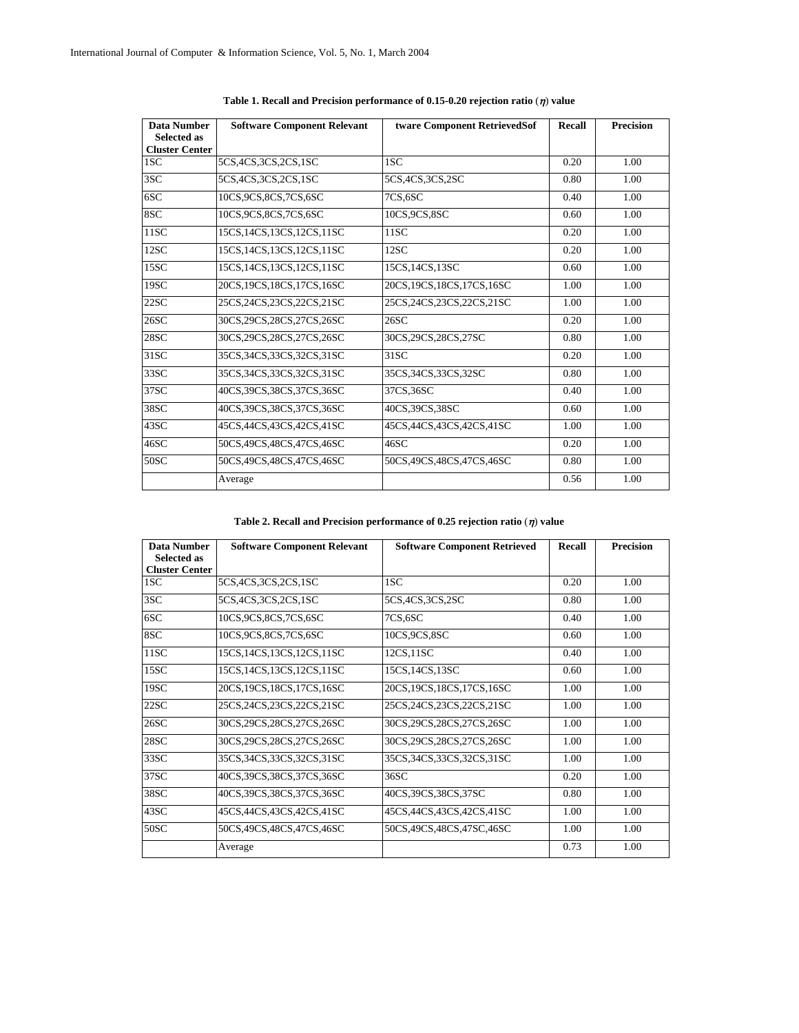**Table 1. Recall and Precision performance of 0.15-0.20 rejection ratio ($\eta$) value**

| Data Number Selected as Cluster Center | Software Component Relevant | tware Component RetrievedSof | Recall | Precision |
|---|---|---|---|---|
| 1SC | 5CS,4CS,3CS,2CS,1SC | 1SC | 0.20 | 1.00 |
| 3SC | 5CS,4CS,3CS,2CS,1SC | 5CS,4CS,3CS,2SC | 0.80 | 1.00 |
| 6SC | 10CS,9CS,8CS,7CS,6SC | 7CS,6SC | 0.40 | 1.00 |
| 8SC | 10CS,9CS,8CS,7CS,6SC | 10CS,9CS,8SC | 0.60 | 1.00 |
| 11SC | 15CS,14CS,13CS,12CS,11SC | 11SC | 0.20 | 1.00 |
| 12SC | 15CS,14CS,13CS,12CS,11SC | 12SC | 0.20 | 1.00 |
| 15SC | 15CS,14CS,13CS,12CS,11SC | 15CS,14CS,13SC | 0.60 | 1.00 |
| 19SC | 20CS,19CS,18CS,17CS,16SC | 20CS,19CS,18CS,17CS,16SC | 1.00 | 1.00 |
| 22SC | 25CS,24CS,23CS,22CS,21SC | 25CS,24CS,23CS,22CS,21SC | 1.00 | 1.00 |
| 26SC | 30CS,29CS,28CS,27CS,26SC | 26SC | 0.20 | 1.00 |
| 28SC | 30CS,29CS,28CS,27CS,26SC | 30CS,29CS,28CS,27SC | 0.80 | 1.00 |
| 31SC | 35CS,34CS,33CS,32CS,31SC | 31SC | 0.20 | 1.00 |
| 33SC | 35CS,34CS,33CS,32CS,31SC | 35CS,34CS,33CS,32SC | 0.80 | 1.00 |
| 37SC | 40CS,39CS,38CS,37CS,36SC | 37CS,36SC | 0.40 | 1.00 |
| 38SC | 40CS,39CS,38CS,37CS,36SC | 40CS,39CS,38SC | 0.60 | 1.00 |
| 43SC | 45CS,44CS,43CS,42CS,41SC | 45CS,44CS,43CS,42CS,41SC | 1.00 | 1.00 |
| 46SC | 50CS,49CS,48CS,47CS,46SC | 46SC | 0.20 | 1.00 |
| 50SC | 50CS,49CS,48CS,47CS,46SC | 50CS,49CS,48CS,47CS,46SC | 0.80 | 1.00 |
| | Average | | 0.56 | 1.00 |

**Table 2. Recall and Precision performance of 0.25 rejection ratio ($\eta$) value**

| Data Number Selected as Cluster Center | Software Component Relevant | Software Component Retrieved | Recall | Precision |
|---|---|---|---|---|
| 1SC | 5CS,4CS,3CS,2CS,1SC | 1SC | 0.20 | 1.00 |
| 3SC | 5CS,4CS,3CS,2CS,1SC | 5CS,4CS,3CS,2SC | 0.80 | 1.00 |
| 6SC | 10CS,9CS,8CS,7CS,6SC | 7CS,6SC | 0.40 | 1.00 |
| 8SC | 10CS,9CS,8CS,7CS,6SC | 10CS,9CS,8SC | 0.60 | 1.00 |
| 11SC | 15CS,14CS,13CS,12CS,11SC | 12CS,11SC | 0.40 | 1.00 |
| 15SC | 15CS,14CS,13CS,12CS,11SC | 15CS,14CS,13SC | 0.60 | 1.00 |
| 19SC | 20CS,19CS,18CS,17CS,16SC | 20CS,19CS,18CS,17CS,16SC | 1.00 | 1.00 |
| 22SC | 25CS,24CS,23CS,22CS,21SC | 25CS,24CS,23CS,22CS,21SC | 1.00 | 1.00 |
| 26SC | 30CS,29CS,28CS,27CS,26SC | 30CS,29CS,28CS,27CS,26SC | 1.00 | 1.00 |
| 28SC | 30CS,29CS,28CS,27CS,26SC | 30CS,29CS,28CS,27CS,26SC | 1.00 | 1.00 |
| 33SC | 35CS,34CS,33CS,32CS,31SC | 35CS,34CS,33CS,32CS,31SC | 1.00 | 1.00 |
| 37SC | 40CS,39CS,38CS,37CS,36SC | 36SC | 0.20 | 1.00 |
| 38SC | 40CS,39CS,38CS,37CS,36SC | 40CS,39CS,38CS,37SC | 0.80 | 1.00 |
| 43SC | 45CS,44CS,43CS,42CS,41SC | 45CS,44CS,43CS,42CS,41SC | 1.00 | 1.00 |
| 50SC | 50CS,49CS,48CS,47CS,46SC | 50CS,49CS,48CS,47SC,46SC | 1.00 | 1.00 |
| | Average | | 0.73 | 1.00 |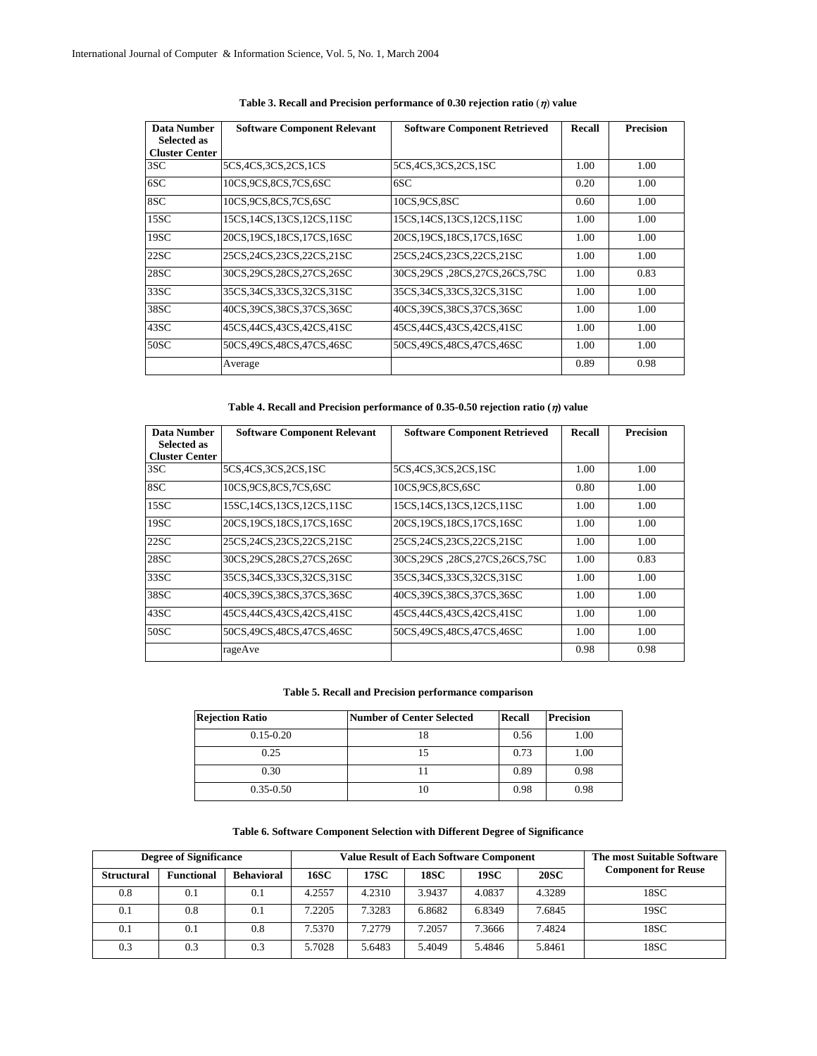**Table 3. Recall and Precision performance of 0.30 rejection ratio ($\eta$) value**

| Data Number Selected as Cluster Center | Software Component Relevant | Software Component Retrieved | Recall | Precision |
|---|---|---|---|---|
| 3SC | 5CS,4CS,3CS,2CS,1CS | 5CS,4CS,3CS,2CS,1SC | 1.00 | 1.00 |
| 6SC | 10CS,9CS,8CS,7CS,6SC | 6SC | 0.20 | 1.00 |
| 8SC | 10CS,9CS,8CS,7CS,6SC | 10CS,9CS,8SC | 0.60 | 1.00 |
| 15SC | 15CS,14CS,13CS,12CS,11SC | 15CS,14CS,13CS,12CS,11SC | 1.00 | 1.00 |
| 19SC | 20CS,19CS,18CS,17CS,16SC | 20CS,19CS,18CS,17CS,16SC | 1.00 | 1.00 |
| 22SC | 25CS,24CS,23CS,22CS,21SC | 25CS,24CS,23CS,22CS,21SC | 1.00 | 1.00 |
| 28SC | 30CS,29CS,28CS,27CS,26SC | 30CS,29CS ,28CS,27CS,26CS,7SC | 1.00 | 0.83 |
| 33SC | 35CS,34CS,33CS,32CS,31SC | 35CS,34CS,33CS,32CS,31SC | 1.00 | 1.00 |
| 38SC | 40CS,39CS,38CS,37CS,36SC | 40CS,39CS,38CS,37CS,36SC | 1.00 | 1.00 |
| 43SC | 45CS,44CS,43CS,42CS,41SC | 45CS,44CS,43CS,42CS,41SC | 1.00 | 1.00 |
| 50SC | 50CS,49CS,48CS,47CS,46SC | 50CS,49CS,48CS,47CS,46SC | 1.00 | 1.00 |
| | Average | | 0.89 | 0.98 |

**Table 4. Recall and Precision performance of 0.35-0.50 rejection ratio ($\eta$) value**

| Data Number Selected as Cluster Center | Software Component Relevant | Software Component Retrieved | Recall | Precision |
|---|---|---|---|---|
| 3SC | 5CS,4CS,3CS,2CS,1SC | 5CS,4CS,3CS,2CS,1SC | 1.00 | 1.00 |
| 8SC | 10CS,9CS,8CS,7CS,6SC | 10CS,9CS,8CS,6SC | 0.80 | 1.00 |
| 15SC | 15SC,14CS,13CS,12CS,11SC | 15CS,14CS,13CS,12CS,11SC | 1.00 | 1.00 |
| 19SC | 20CS,19CS,18CS,17CS,16SC | 20CS,19CS,18CS,17CS,16SC | 1.00 | 1.00 |
| 22SC | 25CS,24CS,23CS,22CS,21SC | 25CS,24CS,23CS,22CS,21SC | 1.00 | 1.00 |
| 28SC | 30CS,29CS,28CS,27CS,26SC | 30CS,29CS ,28CS,27CS,26CS,7SC | 1.00 | 0.83 |
| 33SC | 35CS,34CS,33CS,32CS,31SC | 35CS,34CS,33CS,32CS,31SC | 1.00 | 1.00 |
| 38SC | 40CS,39CS,38CS,37CS,36SC | 40CS,39CS,38CS,37CS,36SC | 1.00 | 1.00 |
| 43SC | 45CS,44CS,43CS,42CS,41SC | 45CS,44CS,43CS,42CS,41SC | 1.00 | 1.00 |
| 50SC | 50CS,49CS,48CS,47CS,46SC | 50CS,49CS,48CS,47CS,46SC | 1.00 | 1.00 |
| | rageAve | | 0.98 | 0.98 |

**Table 5. Recall and Precision performance comparison**

| Rejection Ratio | Number of Center Selected | Recall | Precision |
|---|---|---|---|
| 0.15-0.20 | 18 | 0.56 | 1.00 |
| 0.25 | 15 | 0.73 | 1.00 |
| 0.30 | 11 | 0.89 | 0.98 |
| 0.35-0.50 | 10 | 0.98 | 0.98 |

**Table 6. Software Component Selection with Different Degree of Significance**

| Degree of Significance | | | Value Result of Each Software Component | | | | | The most Suitable Software Component for Reuse |
|---|---|---|---|---|---|---|---|---|
| Structural | Functional | Behavioral | 16SC | 17SC | 18SC | 19SC | 20SC | |
| 0.8 | 0.1 | 0.1 | 4.2557 | 4.2310 | 3.9437 | 4.0837 | 4.3289 | 18SC |
| 0.1 | 0.8 | 0.1 | 7.2205 | 7.3283 | 6.8682 | 6.8349 | 7.6845 | 19SC |
| 0.1 | 0.1 | 0.8 | 7.5370 | 7.2779 | 7.2057 | 7.3666 | 7.4824 | 18SC |
| 0.3 | 0.3 | 0.3 | 5.7028 | 5.6483 | 5.4049 | 5.4846 | 5.8461 | 18SC |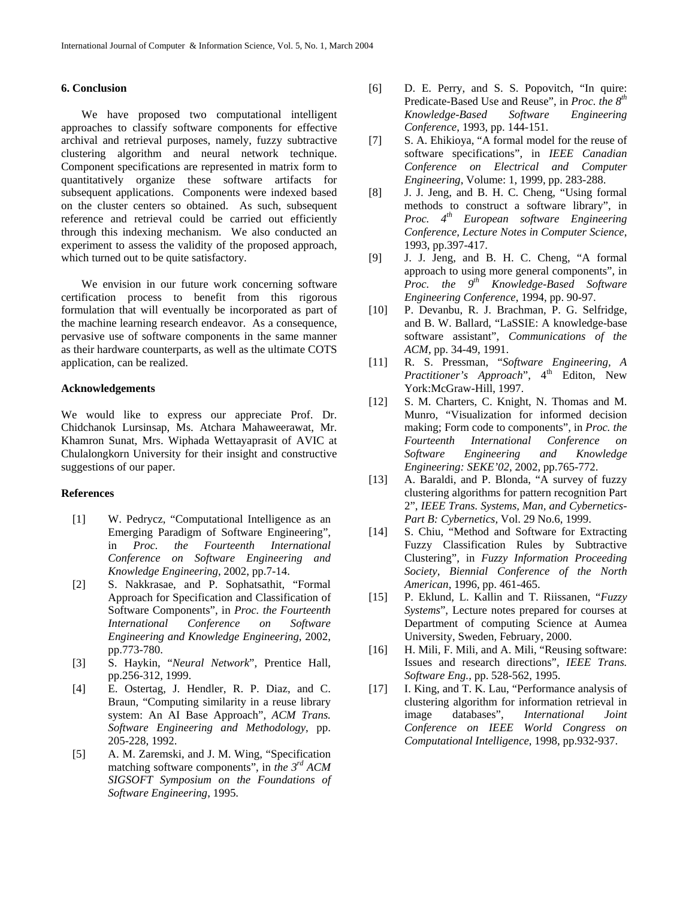## 6. Conclusion

We have proposed two computational intelligent approaches to classify software components for effective archival and retrieval purposes, namely, fuzzy subtractive clustering algorithm and neural network technique. Component specifications are represented in matrix form to quantitatively organize these software artifacts for subsequent applications. Components were indexed based on the cluster centers so obtained. As such, subsequent reference and retrieval could be carried out efficiently through this indexing mechanism. We also conducted an experiment to assess the validity of the proposed approach, which turned out to be quite satisfactory.

We envision in our future work concerning software certification process to benefit from this rigorous formulation that will eventually be incorporated as part of the machine learning research endeavor. As a consequence, pervasive use of software components in the same manner as their hardware counterparts, as well as the ultimate COTS application, can be realized.

## Acknowledgements

We would like to express our appreciate Prof. Dr. Chidchanok Lursinsap, Ms. Atchara Mahaweerawat, Mr. Khamron Sunat, Mrs. Wiphada Wettayaprasit of AVIC at Chulalongkorn University for their insight and constructive suggestions of our paper.

## References

[1] W. Pedrycz, "Computational Intelligence as an Emerging Paradigm of Software Engineering", in *Proc. the Fourteenth International Conference on Software Engineering and Knowledge Engineering*, 2002, pp.7-14.

[2] S. Nakkrasae, and P. Sophatsathit, "Formal Approach for Specification and Classification of Software Components", in *Proc. the Fourteenth International Conference on Software Engineering and Knowledge Engineering*, 2002, pp.773-780.

[3] S. Haykin, "*Neural Network*", Prentice Hall, pp.256-312, 1999.

[4] E. Ostertag, J. Hendler, R. P. Diaz, and C. Braun, "Computing similarity in a reuse library system: An AI Base Approach", *ACM Trans. Software Engineering and Methodology*, pp. 205-228, 1992.

[5] A. M. Zaremski, and J. M. Wing, "Specification matching software components", in *the 3rd ACM SIGSOFT Symposium on the Foundations of Software Engineering*, 1995.

[6] D. E. Perry, and S. S. Popovitch, "In quire: Predicate-Based Use and Reuse", in *Proc. the 8th Knowledge-Based Software Engineering Conference*, 1993, pp. 144-151.

[7] S. A. Ehikioya, "A formal model for the reuse of software specifications", in *IEEE Canadian Conference on Electrical and Computer Engineering*, Volume: 1, 1999, pp. 283-288.

[8] J. J. Jeng, and B. H. C. Cheng, "Using formal methods to construct a software library", in *Proc. 4th European software Engineering Conference, Lecture Notes in Computer Science*, 1993, pp.397-417.

[9] J. J. Jeng, and B. H. C. Cheng, "A formal approach to using more general components", in *Proc. the 9th Knowledge-Based Software Engineering Conference*, 1994, pp. 90-97.

[10] P. Devanbu, R. J. Brachman, P. G. Selfridge, and B. W. Ballard, "LaSSIE: A knowledge-base software assistant", *Communications of the ACM*, pp. 34-49, 1991.

[11] R. S. Pressman, "*Software Engineering, A Practitioner's Approach*", 4th Editon, New York:McGraw-Hill, 1997.

[12] S. M. Charters, C. Knight, N. Thomas and M. Munro, "Visualization for informed decision making; Form code to components", in *Proc. the Fourteenth International Conference on Software Engineering and Knowledge Engineering: SEKE'02*, 2002, pp.765-772.

[13] A. Baraldi, and P. Blonda, "A survey of fuzzy clustering algorithms for pattern recognition Part 2", *IEEE Trans. Systems, Man, and Cybernetics-Part B: Cybernetics,* Vol. 29 No.6, 1999.

[14] S. Chiu, "Method and Software for Extracting Fuzzy Classification Rules by Subtractive Clustering", in *Fuzzy Information Proceeding Society, Biennial Conference of the North American*, 1996, pp. 461-465.

[15] P. Eklund, L. Kallin and T. Riissanen, "*Fuzzy Systems*", Lecture notes prepared for courses at Department of computing Science at Aumea University, Sweden, February, 2000.

[16] H. Mili, F. Mili, and A. Mili, "Reusing software: Issues and research directions", *IEEE Trans. Software Eng.,* pp. 528-562, 1995.

[17] I. King, and T. K. Lau, "Performance analysis of clustering algorithm for information retrieval in image databases", *International Joint Conference on IEEE World Congress on Computational Intelligence*, 1998, pp.932-937.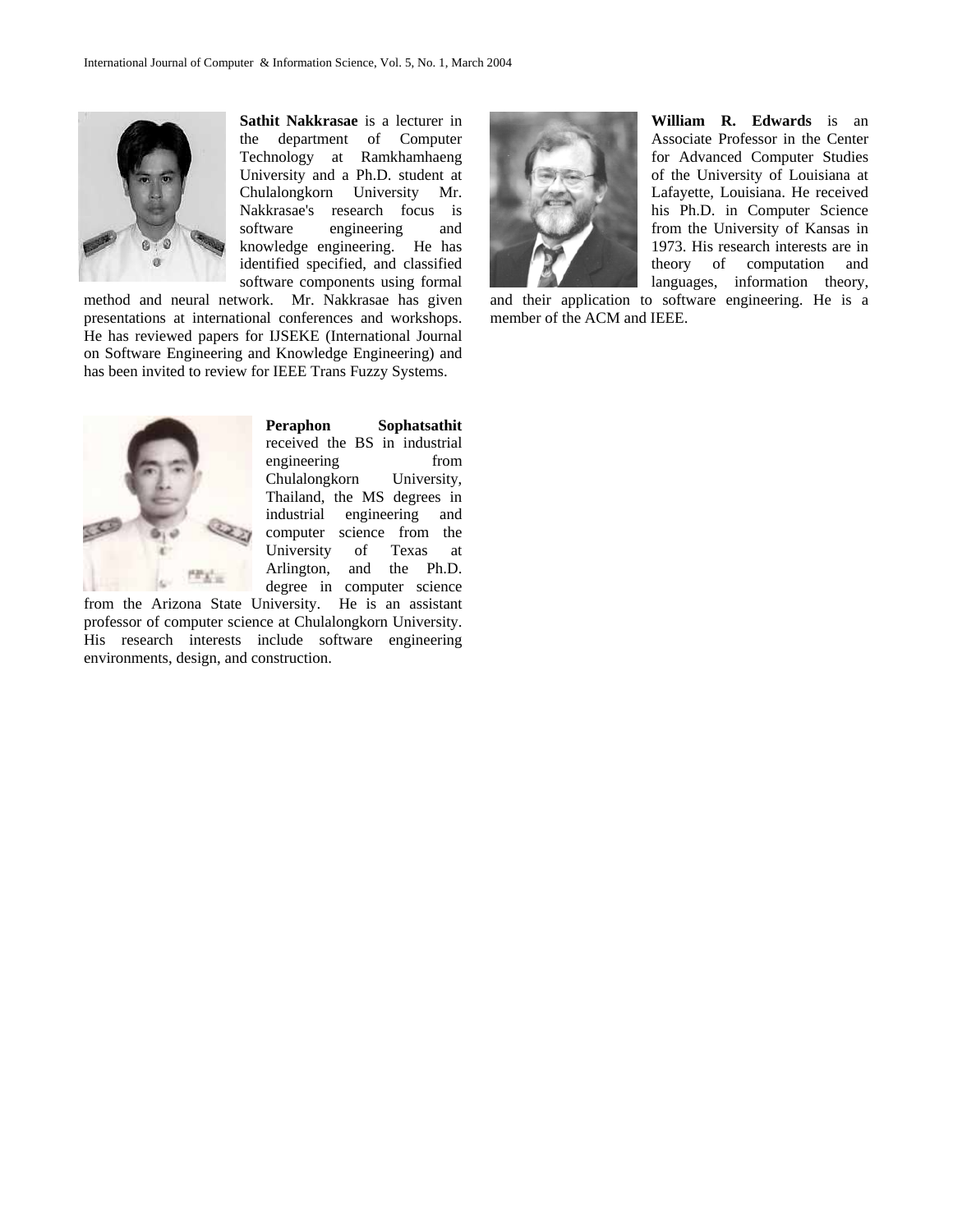**Sathit Nakkrasae** is a lecturer in the department of Computer Technology at Ramkhamhaeng University and a Ph.D. student at Chulalongkorn University Mr. Nakkrasae's research focus is software engineering and knowledge engineering. He has identified specified, and classified software components using formal method and neural network. Mr. Nakkrasae has given presentations at international conferences and workshops. He has reviewed papers for IJSEKE (International Journal on Software Engineering and Knowledge Engineering) and has been invited to review for IEEE Trans Fuzzy Systems.

**Peraphon Sophatsathit** received the BS in industrial engineering from Chulalongkorn University, Thailand, the MS degrees in industrial engineering and computer science from the University of Texas at Arlington, and the Ph.D. degree in computer science from the Arizona State University. He is an assistant professor of computer science at Chulalongkorn University. His research interests include software engineering environments, design, and construction.

**William R. Edwards** is an Associate Professor in the Center for Advanced Computer Studies of the University of Louisiana at Lafayette, Louisiana. He received his Ph.D. in Computer Science from the University of Kansas in 1973. His research interests are in theory of computation and languages, information theory, and their application to software engineering. He is a member of the ACM and IEEE.